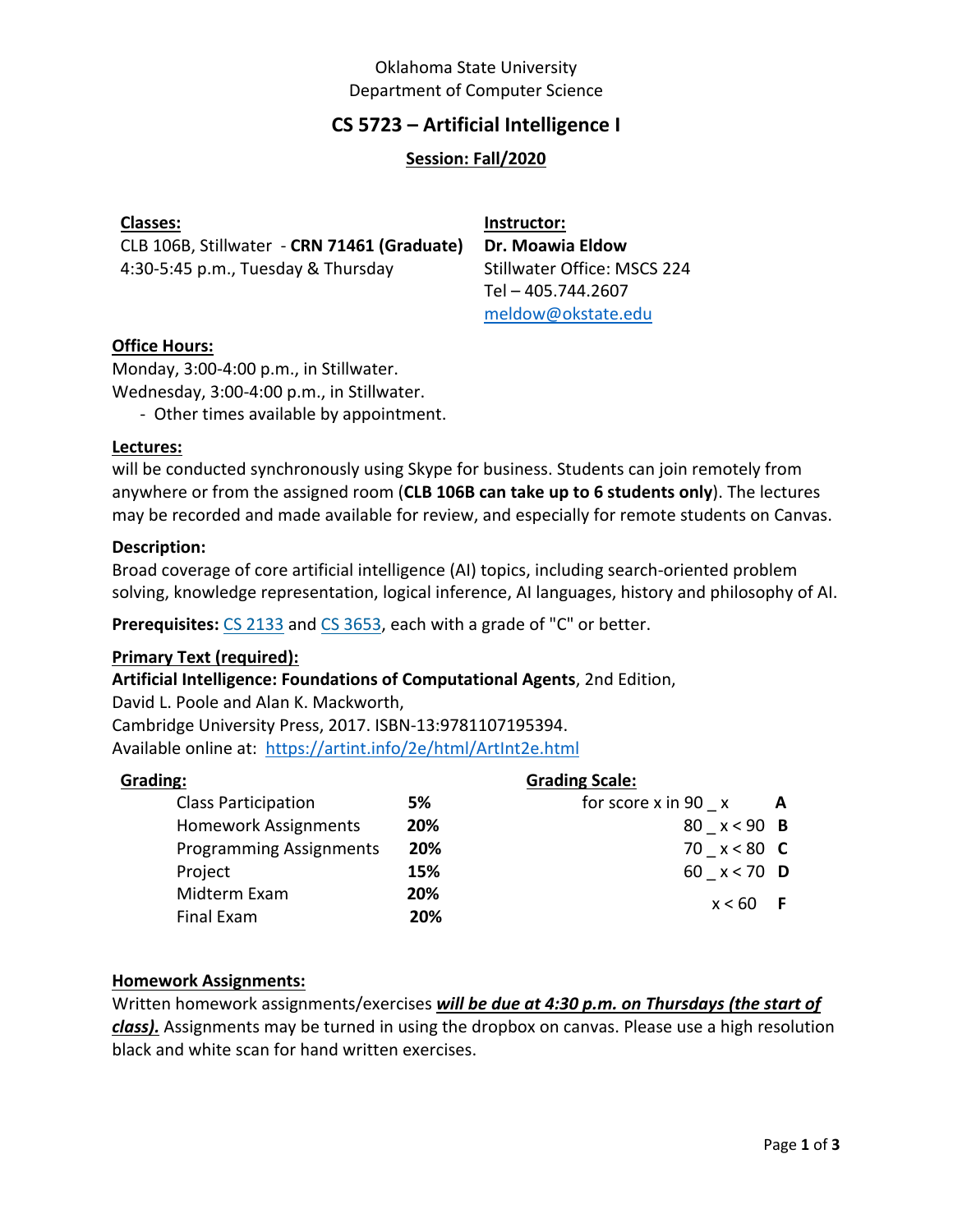Oklahoma State University
Department of Computer Science

# CS 5723 – Artificial Intelligence I

**Session: Fall/2020**

**Classes:**
CLB 106B, Stillwater - **CRN 71461 (Graduate)**
4:30-5:45 p.m., Tuesday & Thursday

**Instructor:**
**Dr. Moawia Eldow**
Stillwater Office: MSCS 224
Tel – 405.744.2607
meldow@okstate.edu

**Office Hours:**
Monday, 3:00-4:00 p.m., in Stillwater.
Wednesday, 3:00-4:00 p.m., in Stillwater.
- Other times available by appointment.

**Lectures:**
will be conducted synchronously using Skype for business. Students can join remotely from anywhere or from the assigned room (**CLB 106B can take up to 6 students only**). The lectures may be recorded and made available for review, and especially for remote students on Canvas.

**Description:**
Broad coverage of core artificial intelligence (AI) topics, including search-oriented problem solving, knowledge representation, logical inference, AI languages, history and philosophy of AI.

**Prerequisites:** CS 2133 and CS 3653, each with a grade of "C" or better.

**Primary Text (required):**
**Artificial Intelligence: Foundations of Computational Agents**, 2nd Edition,
David L. Poole and Alan K. Mackworth,
Cambridge University Press, 2017. ISBN-13:9781107195394.
Available online at: https://artint.info/2e/html/ArtInt2e.html

**Grading:**

| Component | Weight |
|---|---|
| Class Participation | **5%** |
| Homework Assignments | **20%** |
| Programming Assignments | **20%** |
| Project | **15%** |
| Midterm Exam | **20%** |
| Final Exam | **20%** |

**Grading Scale:**

| Score | Grade |
|---|---|
| for score x in 90 _ x | **A** |
| 80 _ x < 90 | **B** |
| 70 _ x < 80 | **C** |
| 60 _ x < 70 | **D** |
| x < 60 | **F** |

**Homework Assignments:**
Written homework assignments/exercises ***will be due at 4:30 p.m. on Thursdays (the start of class).*** Assignments may be turned in using the dropbox on canvas. Please use a high resolution black and white scan for hand written exercises.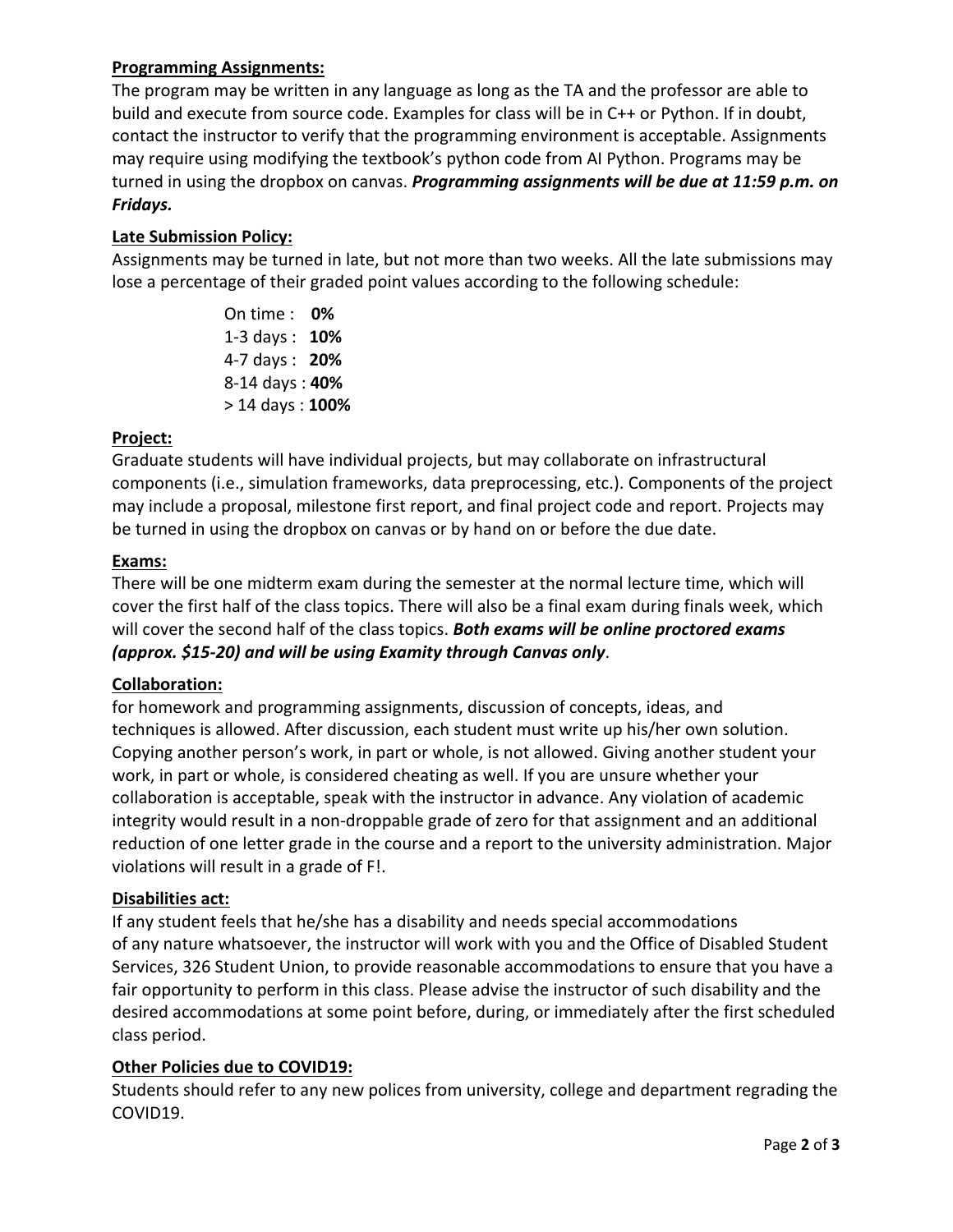**Programming Assignments:**

The program may be written in any language as long as the TA and the professor are able to build and execute from source code. Examples for class will be in C++ or Python. If in doubt, contact the instructor to verify that the programming environment is acceptable. Assignments may require using modifying the textbook's python code from AI Python. Programs may be turned in using the dropbox on canvas. ***Programming assignments will be due at 11:59 p.m. on Fridays.***

**Late Submission Policy:**

Assignments may be turned in late, but not more than two weeks. All the late submissions may lose a percentage of their graded point values according to the following schedule:

On time : **0%**
1-3 days : **10%**
4-7 days : **20%**
8-14 days : **40%**
> 14 days : **100%**

**Project:**

Graduate students will have individual projects, but may collaborate on infrastructural components (i.e., simulation frameworks, data preprocessing, etc.). Components of the project may include a proposal, milestone first report, and final project code and report. Projects may be turned in using the dropbox on canvas or by hand on or before the due date.

**Exams:**

There will be one midterm exam during the semester at the normal lecture time, which will cover the first half of the class topics. There will also be a final exam during finals week, which will cover the second half of the class topics. ***Both exams will be online proctored exams (approx. $15-20) and will be using Examity through Canvas only***.

**Collaboration:**

for homework and programming assignments, discussion of concepts, ideas, and techniques is allowed. After discussion, each student must write up his/her own solution. Copying another person's work, in part or whole, is not allowed. Giving another student your work, in part or whole, is considered cheating as well. If you are unsure whether your collaboration is acceptable, speak with the instructor in advance. Any violation of academic integrity would result in a non-droppable grade of zero for that assignment and an additional reduction of one letter grade in the course and a report to the university administration. Major violations will result in a grade of F!.

**Disabilities act:**

If any student feels that he/she has a disability and needs special accommodations of any nature whatsoever, the instructor will work with you and the Office of Disabled Student Services, 326 Student Union, to provide reasonable accommodations to ensure that you have a fair opportunity to perform in this class. Please advise the instructor of such disability and the desired accommodations at some point before, during, or immediately after the first scheduled class period.

**Other Policies due to COVID19:**

Students should refer to any new polices from university, college and department regrading the COVID19.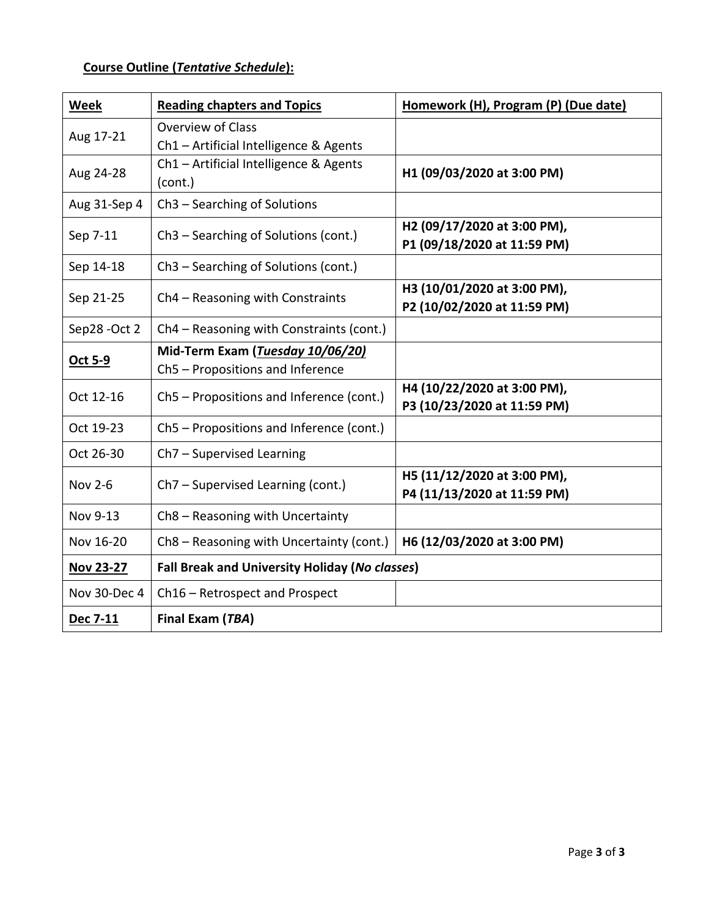**Course Outline (*Tentative Schedule*):**

| **Week** | **Reading chapters and Topics** | **Homework (H), Program (P) (Due date)** |
|---|---|---|
| Aug 17-21 | Overview of Class<br>Ch1 – Artificial Intelligence & Agents | |
| Aug 24-28 | Ch1 – Artificial Intelligence & Agents (cont.) | **H1 (09/03/2020 at 3:00 PM)** |
| Aug 31-Sep 4 | Ch3 – Searching of Solutions | |
| Sep 7-11 | Ch3 – Searching of Solutions (cont.) | **H2 (09/17/2020 at 3:00 PM),<br>P1 (09/18/2020 at 11:59 PM)** |
| Sep 14-18 | Ch3 – Searching of Solutions (cont.) | |
| Sep 21-25 | Ch4 – Reasoning with Constraints | **H3 (10/01/2020 at 3:00 PM),<br>P2 (10/02/2020 at 11:59 PM)** |
| Sep28 -Oct 2 | Ch4 – Reasoning with Constraints (cont.) | |
| **Oct 5-9** | **Mid-Term Exam (*Tuesday 10/06/20*)**<br>Ch5 – Propositions and Inference | |
| Oct 12-16 | Ch5 – Propositions and Inference (cont.) | **H4 (10/22/2020 at 3:00 PM),<br>P3 (10/23/2020 at 11:59 PM)** |
| Oct 19-23 | Ch5 – Propositions and Inference (cont.) | |
| Oct 26-30 | Ch7 – Supervised Learning | |
| Nov 2-6 | Ch7 – Supervised Learning (cont.) | **H5 (11/12/2020 at 3:00 PM),<br>P4 (11/13/2020 at 11:59 PM)** |
| Nov 9-13 | Ch8 – Reasoning with Uncertainty | |
| Nov 16-20 | Ch8 – Reasoning with Uncertainty (cont.) | **H6 (12/03/2020 at 3:00 PM)** |
| **Nov 23-27** | **Fall Break and University Holiday (*No classes*)** | |
| Nov 30-Dec 4 | Ch16 – Retrospect and Prospect | |
| **Dec 7-11** | **Final Exam (*TBA*)** | |